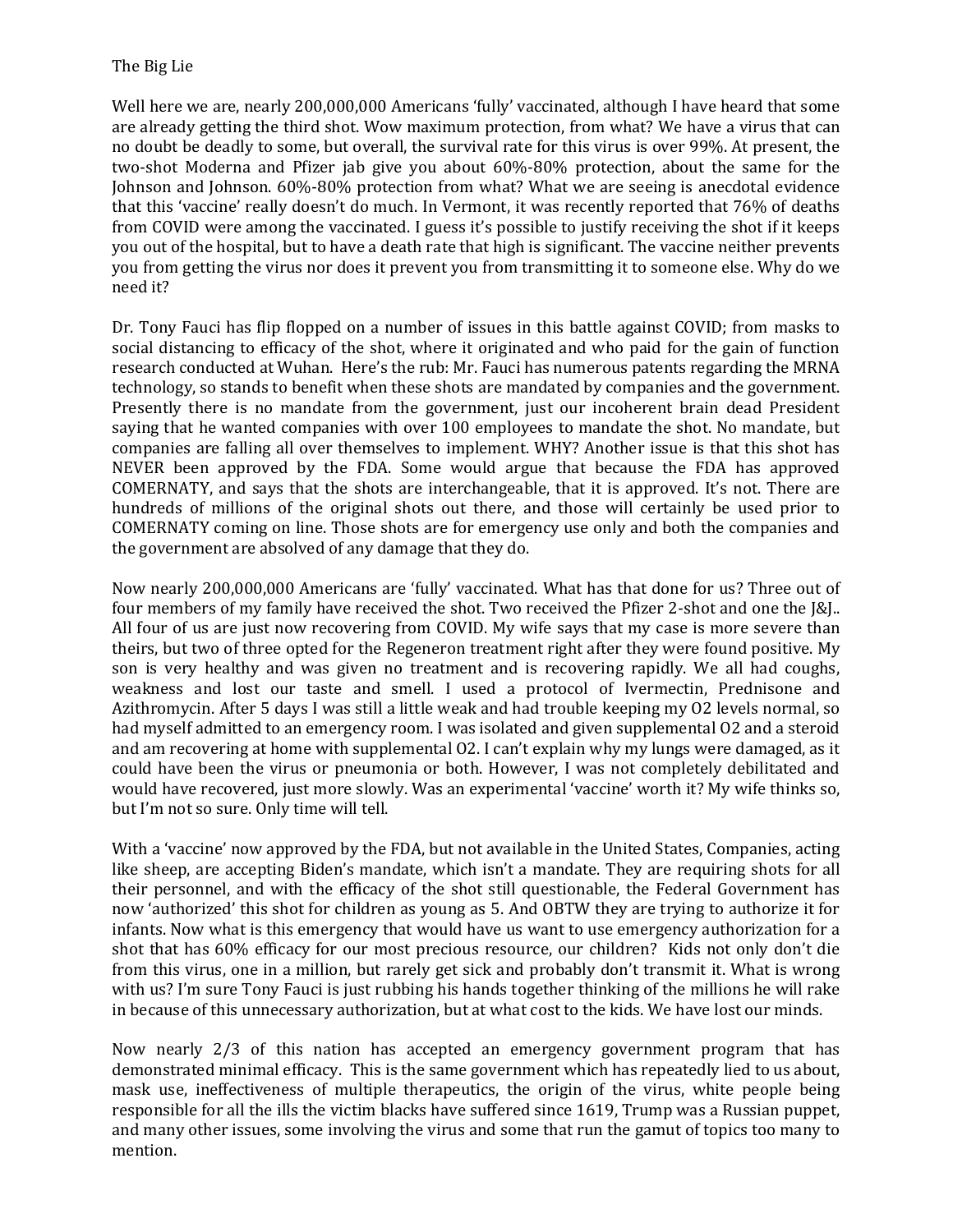The Big Lie

Well here we are, nearly 200,000,000 Americans 'fully' vaccinated, although I have heard that some are already getting the third shot. Wow maximum protection, from what? We have a virus that can no doubt be deadly to some, but overall, the survival rate for this virus is over 99%. At present, the two-shot Moderna and Pfizer jab give you about 60%-80% protection, about the same for the Johnson and Johnson. 60%-80% protection from what? What we are seeing is anecdotal evidence that this 'vaccine' really doesn't do much. In Vermont, it was recently reported that 76% of deaths from COVID were among the vaccinated. I guess it's possible to justify receiving the shot if it keeps you out of the hospital, but to have a death rate that high is significant. The vaccine neither prevents you from getting the virus nor does it prevent you from transmitting it to someone else. Why do we need it?

Dr. Tony Fauci has flip flopped on a number of issues in this battle against COVID; from masks to social distancing to efficacy of the shot, where it originated and who paid for the gain of function research conducted at Wuhan. Here's the rub: Mr. Fauci has numerous patents regarding the MRNA technology, so stands to benefit when these shots are mandated by companies and the government. Presently there is no mandate from the government, just our incoherent brain dead President saying that he wanted companies with over 100 employees to mandate the shot. No mandate, but companies are falling all over themselves to implement. WHY? Another issue is that this shot has NEVER been approved by the FDA. Some would argue that because the FDA has approved COMERNATY, and says that the shots are interchangeable, that it is approved. It's not. There are hundreds of millions of the original shots out there, and those will certainly be used prior to COMERNATY coming on line. Those shots are for emergency use only and both the companies and the government are absolved of any damage that they do.

Now nearly 200,000,000 Americans are 'fully' vaccinated. What has that done for us? Three out of four members of my family have received the shot. Two received the Pfizer 2-shot and one the J&J.. All four of us are just now recovering from COVID. My wife says that my case is more severe than theirs, but two of three opted for the Regeneron treatment right after they were found positive. My son is very healthy and was given no treatment and is recovering rapidly. We all had coughs, weakness and lost our taste and smell. I used a protocol of Ivermectin, Prednisone and Azithromycin. After 5 days I was still a little weak and had trouble keeping my O2 levels normal, so had myself admitted to an emergency room. I was isolated and given supplemental O2 and a steroid and am recovering at home with supplemental O2. I can't explain why my lungs were damaged, as it could have been the virus or pneumonia or both. However, I was not completely debilitated and would have recovered, just more slowly. Was an experimental 'vaccine' worth it? My wife thinks so, but I'm not so sure. Only time will tell.

With a 'vaccine' now approved by the FDA, but not available in the United States, Companies, acting like sheep, are accepting Biden's mandate, which isn't a mandate. They are requiring shots for all their personnel, and with the efficacy of the shot still questionable, the Federal Government has now 'authorized' this shot for children as young as 5. And OBTW they are trying to authorize it for infants. Now what is this emergency that would have us want to use emergency authorization for a shot that has 60% efficacy for our most precious resource, our children? Kids not only don't die from this virus, one in a million, but rarely get sick and probably don't transmit it. What is wrong with us? I'm sure Tony Fauci is just rubbing his hands together thinking of the millions he will rake in because of this unnecessary authorization, but at what cost to the kids. We have lost our minds.

Now nearly 2/3 of this nation has accepted an emergency government program that has demonstrated minimal efficacy. This is the same government which has repeatedly lied to us about, mask use, ineffectiveness of multiple therapeutics, the origin of the virus, white people being responsible for all the ills the victim blacks have suffered since 1619, Trump was a Russian puppet, and many other issues, some involving the virus and some that run the gamut of topics too many to mention.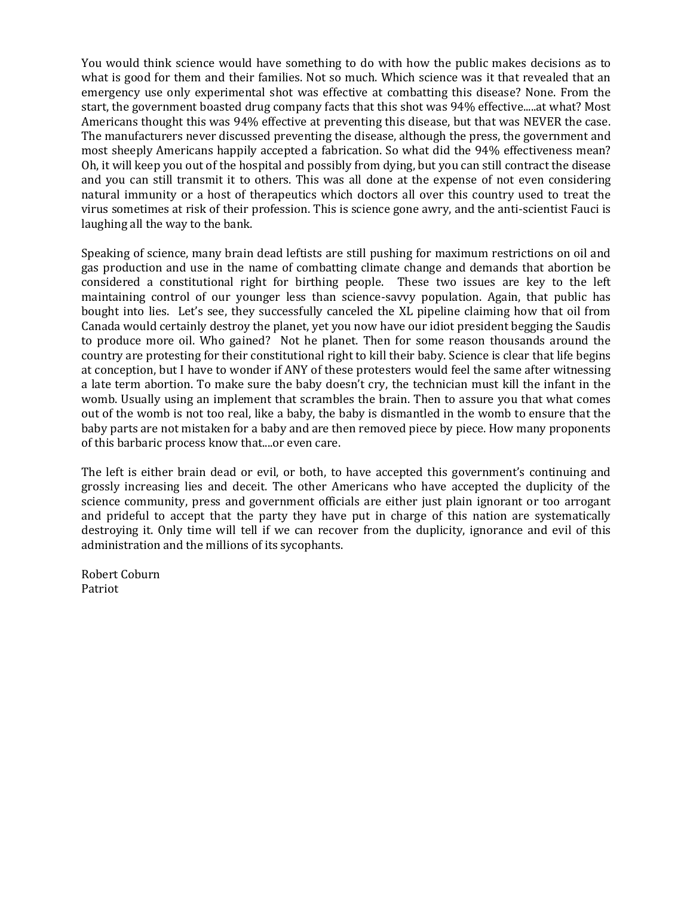You would think science would have something to do with how the public makes decisions as to what is good for them and their families. Not so much. Which science was it that revealed that an emergency use only experimental shot was effective at combatting this disease? None. From the start, the government boasted drug company facts that this shot was 94% effective.....at what? Most Americans thought this was 94% effective at preventing this disease, but that was NEVER the case. The manufacturers never discussed preventing the disease, although the press, the government and most sheeply Americans happily accepted a fabrication. So what did the 94% effectiveness mean? Oh, it will keep you out of the hospital and possibly from dying, but you can still contract the disease and you can still transmit it to others. This was all done at the expense of not even considering natural immunity or a host of therapeutics which doctors all over this country used to treat the virus sometimes at risk of their profession. This is science gone awry, and the anti-scientist Fauci is laughing all the way to the bank.

Speaking of science, many brain dead leftists are still pushing for maximum restrictions on oil and gas production and use in the name of combatting climate change and demands that abortion be considered a constitutional right for birthing people. These two issues are key to the left maintaining control of our younger less than science-savvy population. Again, that public has bought into lies. Let's see, they successfully canceled the XL pipeline claiming how that oil from Canada would certainly destroy the planet, yet you now have our idiot president begging the Saudis to produce more oil. Who gained? Not he planet. Then for some reason thousands around the country are protesting for their constitutional right to kill their baby. Science is clear that life begins at conception, but I have to wonder if ANY of these protesters would feel the same after witnessing a late term abortion. To make sure the baby doesn't cry, the technician must kill the infant in the womb. Usually using an implement that scrambles the brain. Then to assure you that what comes out of the womb is not too real, like a baby, the baby is dismantled in the womb to ensure that the baby parts are not mistaken for a baby and are then removed piece by piece. How many proponents of this barbaric process know that....or even care.

The left is either brain dead or evil, or both, to have accepted this government's continuing and grossly increasing lies and deceit. The other Americans who have accepted the duplicity of the science community, press and government officials are either just plain ignorant or too arrogant and prideful to accept that the party they have put in charge of this nation are systematically destroying it. Only time will tell if we can recover from the duplicity, ignorance and evil of this administration and the millions of its sycophants.

Robert Coburn
Patriot